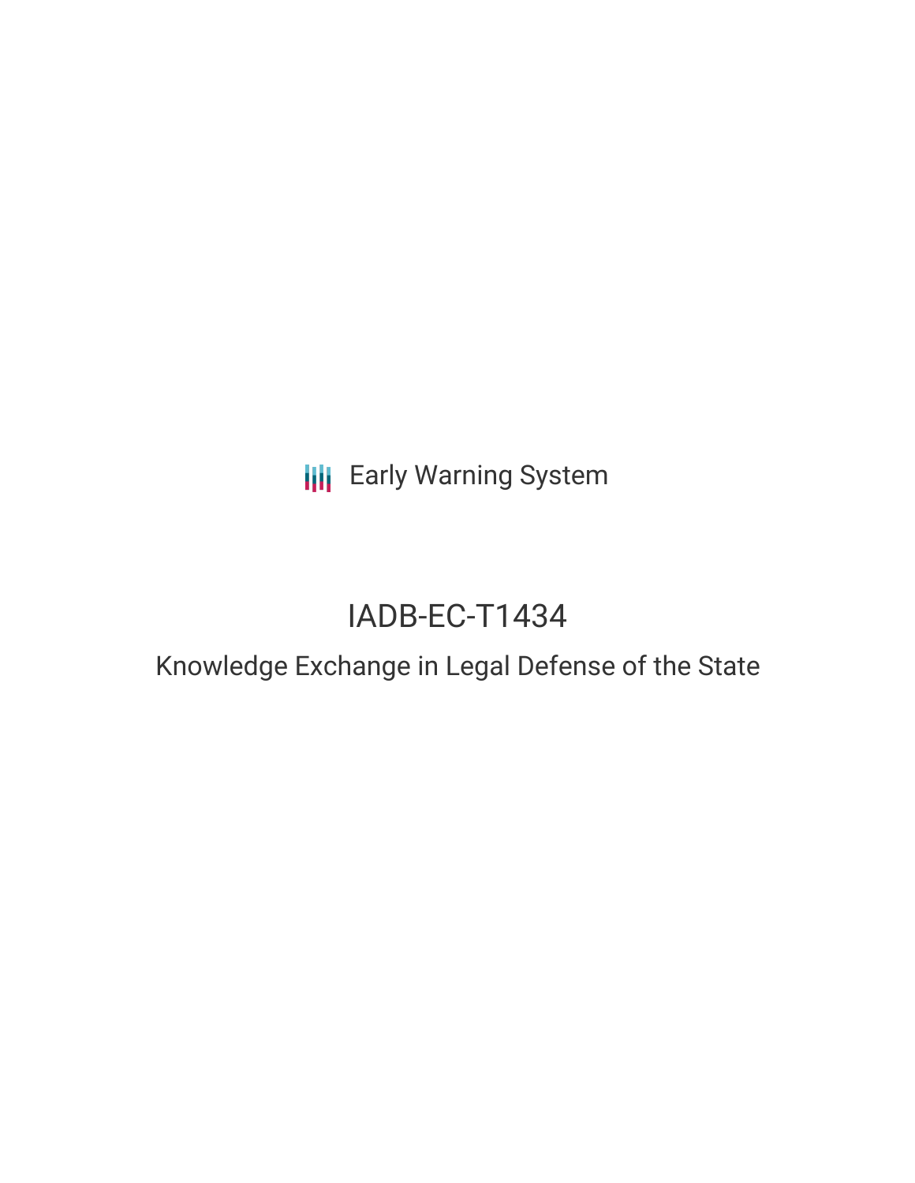Early Warning System

# IADB-EC-T1434

## Knowledge Exchange in Legal Defense of the State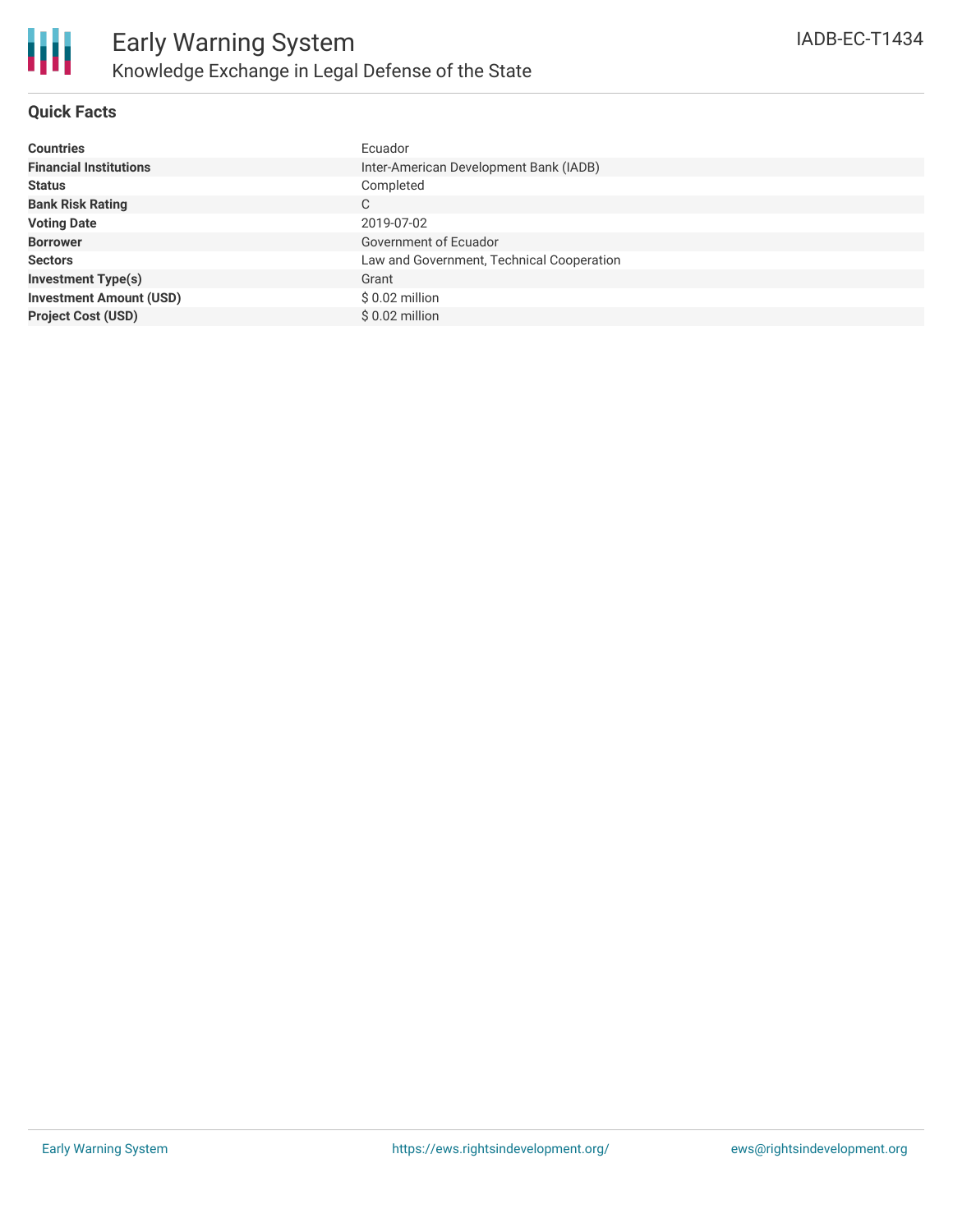# Early Warning System

## Knowledge Exchange in Legal Defense of the State

IADB-EC-T1434

### Quick Facts

| | |
|---|---|
| **Countries** | Ecuador |
| **Financial Institutions** | Inter-American Development Bank (IADB) |
| **Status** | Completed |
| **Bank Risk Rating** | C |
| **Voting Date** | 2019-07-02 |
| **Borrower** | Government of Ecuador |
| **Sectors** | Law and Government, Technical Cooperation |
| **Investment Type(s)** | Grant |
| **Investment Amount (USD)** | $ 0.02 million |
| **Project Cost (USD)** | $ 0.02 million |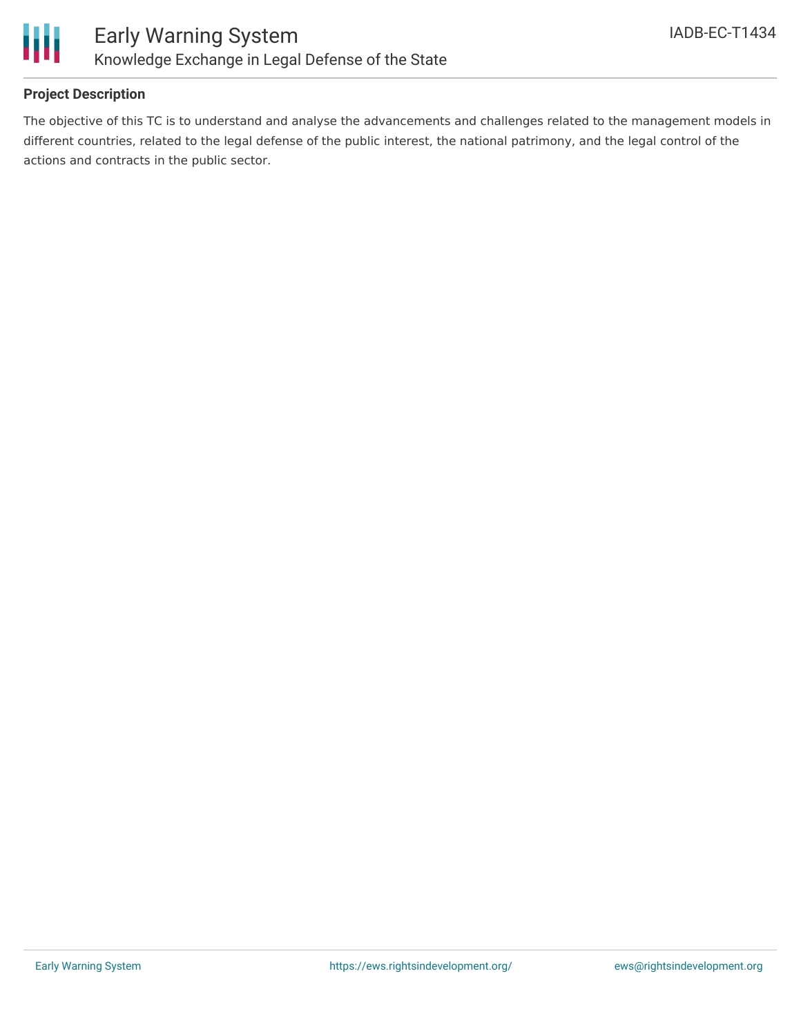## Project Description

The objective of this TC is to understand and analyse the advancements and challenges related to the management models in different countries, related to the legal defense of the public interest, the national patrimony, and the legal control of the actions and contracts in the public sector.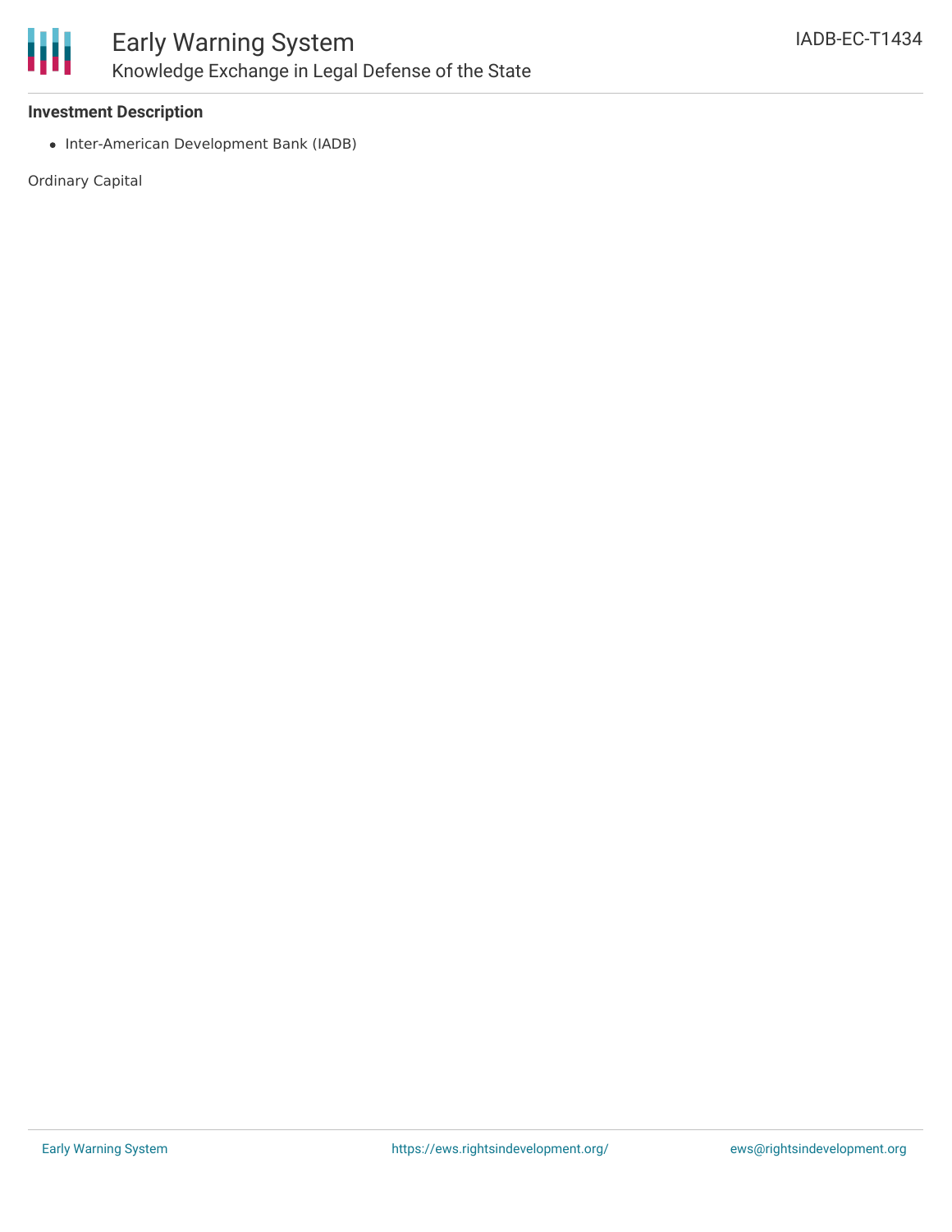**Investment Description**

- Inter-American Development Bank (IADB)

Ordinary Capital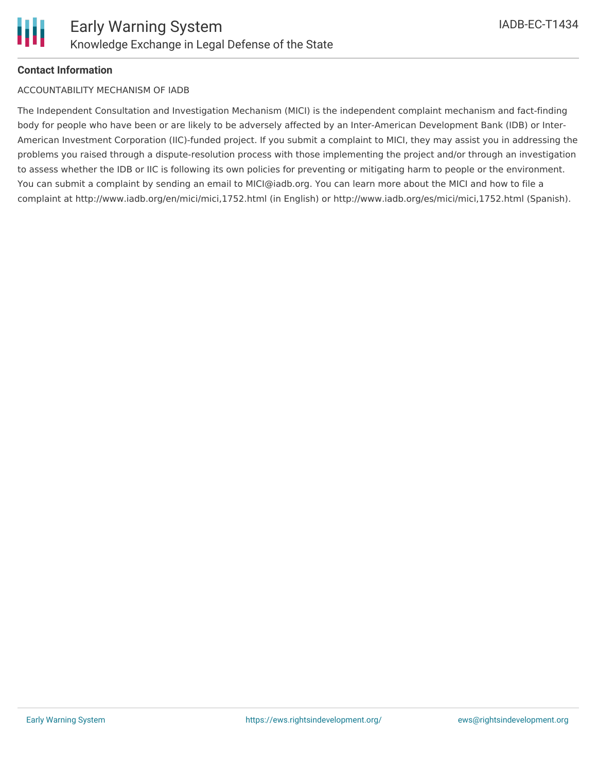**Contact Information**

ACCOUNTABILITY MECHANISM OF IADB

The Independent Consultation and Investigation Mechanism (MICI) is the independent complaint mechanism and fact-finding body for people who have been or are likely to be adversely affected by an Inter-American Development Bank (IDB) or Inter-American Investment Corporation (IIC)-funded project. If you submit a complaint to MICI, they may assist you in addressing the problems you raised through a dispute-resolution process with those implementing the project and/or through an investigation to assess whether the IDB or IIC is following its own policies for preventing or mitigating harm to people or the environment. You can submit a complaint by sending an email to MICI@iadb.org. You can learn more about the MICI and how to file a complaint at http://www.iadb.org/en/mici/mici,1752.html (in English) or http://www.iadb.org/es/mici/mici,1752.html (Spanish).